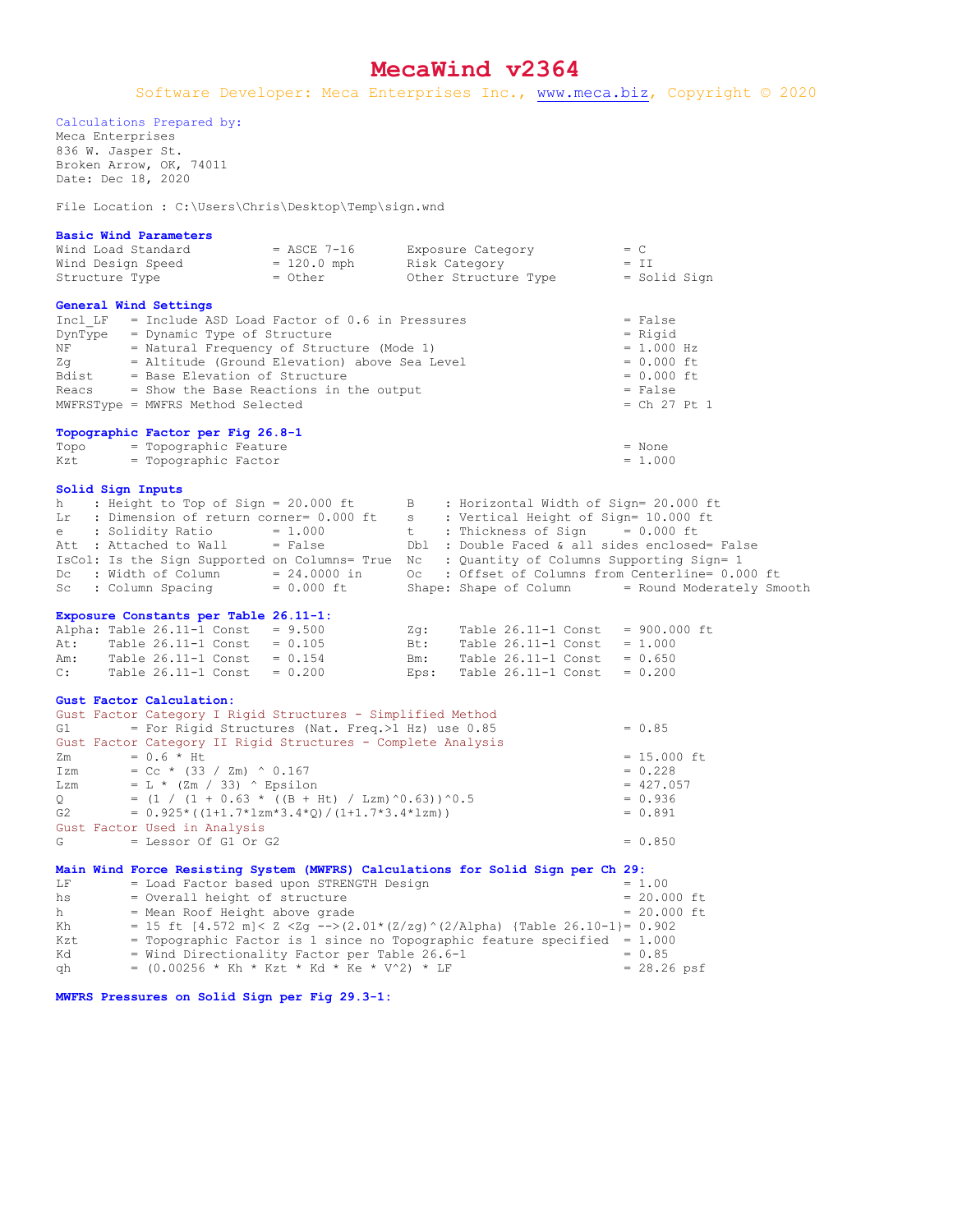# MecaWind v2364

Software Developer: Meca Enterprises Inc., www.meca.biz, Copyright © 2020

Calculations Prepared by:
Meca Enterprises
836 W. Jasper St.
Broken Arrow, OK, 74011
Date: Dec 18, 2020

File Location : C:\Users\Chris\Desktop\Temp\sign.wnd

### Basic Wind Parameters

```
Wind Load Standard          = ASCE 7-16       Exposure Category           = C
Wind Design Speed           = 120.0 mph       Risk Category               = II
Structure Type              = Other           Other Structure Type        = Solid Sign
```

### General Wind Settings

```
Incl_LF    = Include ASD Load Factor of 0.6 in Pressures                = False
DynType    = Dynamic Type of Structure                                  = Rigid
NF         = Natural Frequency of Structure (Mode 1)                    = 1.000 Hz
Zg         = Altitude (Ground Elevation) above Sea Level                = 0.000 ft
Bdist      = Base Elevation of Structure                                = 0.000 ft
Reacs      = Show the Base Reactions in the output                      = False
MWFRSType = MWFRS Method Selected                                       = Ch 27 Pt 1
```

### Topographic Factor per Fig 26.8-1

```
Topo       = Topographic Feature                                        = None
Kzt        = Topographic Factor                                         = 1.000
```

### Solid Sign Inputs

```
h    : Height to Top of Sign = 20.000 ft       B    : Horizontal Width of Sign= 20.000 ft
Lr   : Dimension of return corner= 0.000 ft    s    : Vertical Height of Sign= 10.000 ft
e    : Solidity Ratio        = 1.000           t    : Thickness of Sign     = 0.000 ft
Att  : Attached to Wall      = False           Dbl  : Double Faced & all sides enclosed= False
IsCol: Is the Sign Supported on Columns= True  Nc   : Quantity of Columns Supporting Sign= 1
Dc   : Width of Column       = 24.0000 in      Oc   : Offset of Columns from Centerline= 0.000 ft
Sc   : Column Spacing        = 0.000 ft        Shape: Shape of Column       = Round Moderately Smooth
```

### Exposure Constants per Table 26.11-1:

```
Alpha: Table 26.11-1 Const   = 9.500           Zg:    Table 26.11-1 Const   = 900.000 ft
At:    Table 26.11-1 Const   = 0.105           Bt:    Table 26.11-1 Const   = 1.000
Am:    Table 26.11-1 Const   = 0.154           Bm:    Table 26.11-1 Const   = 0.650
C:     Table 26.11-1 Const   = 0.200           Eps:   Table 26.11-1 Const   = 0.200
```

### Gust Factor Calculation:

```
Gust Factor Category I Rigid Structures - Simplified Method
G1         = For Rigid Structures (Nat. Freq.>1 Hz) use 0.85            = 0.85
Gust Factor Category II Rigid Structures - Complete Analysis
Zm         = 0.6 * Ht                                                   = 15.000 ft
Izm        = Cc * (33 / Zm) ^ 0.167                                     = 0.228
Lzm        = L * (Zm / 33) ^ Epsilon                                    = 427.057
Q          = (1 / (1 + 0.63 * ((B + Ht) / Lzm)^0.63))^0.5               = 0.936
G2         = 0.925*((1+1.7*lzm*3.4*Q)/(1+1.7*3.4*lzm))                  = 0.891
Gust Factor Used in Analysis
G          = Lessor Of G1 Or G2                                         = 0.850
```

### Main Wind Force Resisting System (MWFRS) Calculations for Solid Sign per Ch 29:

```
LF         = Load Factor based upon STRENGTH Design                     = 1.00
hs         = Overall height of structure                                = 20.000 ft
h          = Mean Roof Height above grade                               = 20.000 ft
Kh         = 15 ft [4.572 m]< Z <Zg -->(2.01*(Z/zg)^(2/Alpha) {Table 26.10-1}= 0.902
Kzt        = Topographic Factor is 1 since no Topographic feature specified  = 1.000
Kd         = Wind Directionality Factor per Table 26.6-1                = 0.85
qh         = (0.00256 * Kh * Kzt * Kd * Ke * V^2) * LF                  = 28.26 psf
```

### MWFRS Pressures on Solid Sign per Fig 29.3-1: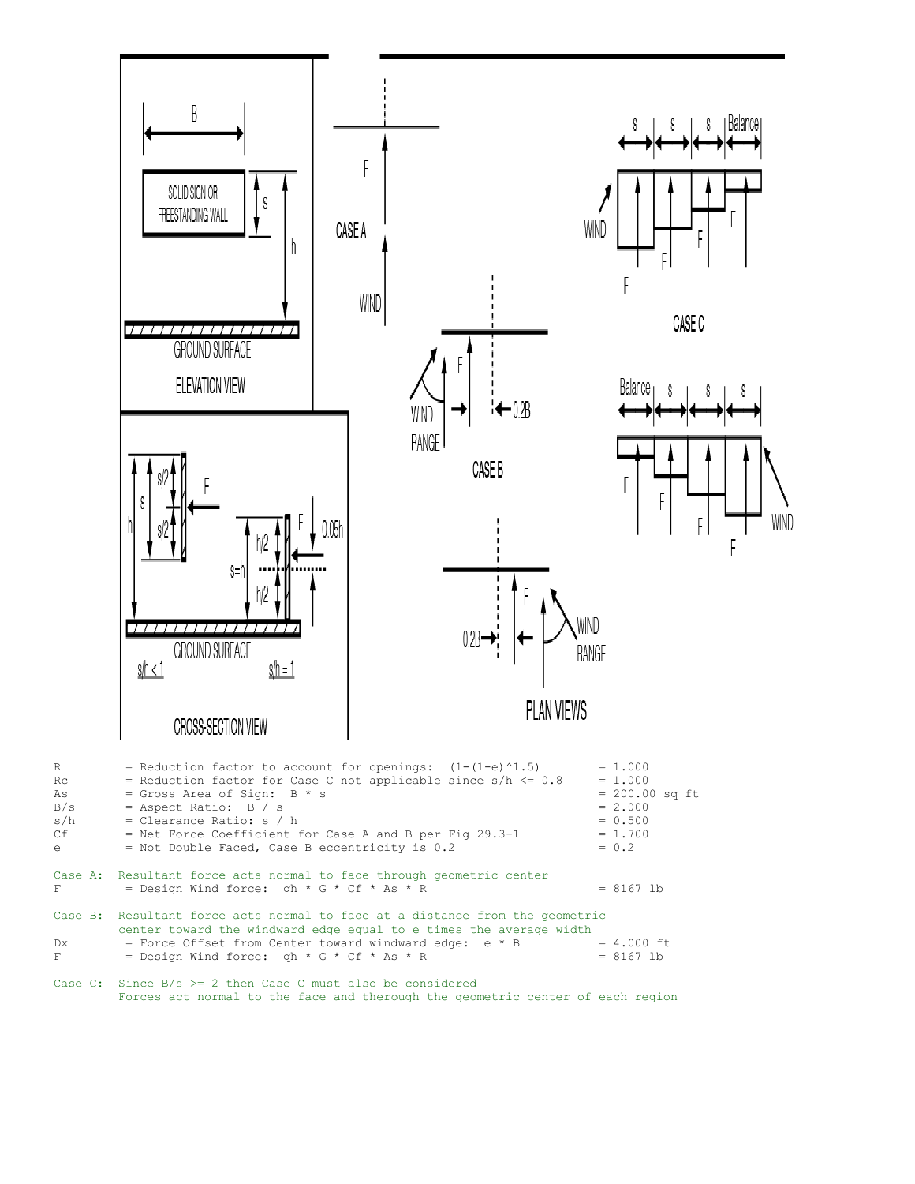ELEVATION VIEW

B

SOLID SIGN OR FREESTANDING WALL

s

h

GROUND SURFACE

CROSS-SECTION VIEW

s/2

s/2

s

h

F

s/h < 1

F

0.05h

h/2

h/2

s=h

s/h = 1

GROUND SURFACE

F

CASE A

WIND

F

WIND RANGE

0.2B

CASE B

F

0.2B

WIND RANGE

PLAN VIEWS

s s s Balance

WIND

F F F F

CASE C

Balance s s s

F F F F

WIND

```
R         = Reduction factor to account for openings:  (1-(1-e)^1.5)        = 1.000
Rc        = Reduction factor for Case C not applicable since s/h <= 0.8     = 1.000
As        = Gross Area of Sign:  B * s                                       = 200.00 sq ft
B/s       = Aspect Ratio:  B / s                                             = 2.000
s/h       = Clearance Ratio: s / h                                           = 0.500
Cf        = Net Force Coefficient for Case A and B per Fig 29.3-1           = 1.700
e         = Not Double Faced, Case B eccentricity is 0.2                     = 0.2

Case A:  Resultant force acts normal to face through geometric center
F         = Design Wind force:  qh * G * Cf * As * R                         = 8167 lb

Case B:  Resultant force acts normal to face at a distance from the geometric
         center toward the windward edge equal to e times the average width
Dx        = Force Offset from Center toward windward edge:  e * B           = 4.000 ft
F         = Design Wind force:  qh * G * Cf * As * R                         = 8167 lb

Case C:  Since B/s >= 2 then Case C must also be considered
         Forces act normal to the face and therough the geometric center of each region
```